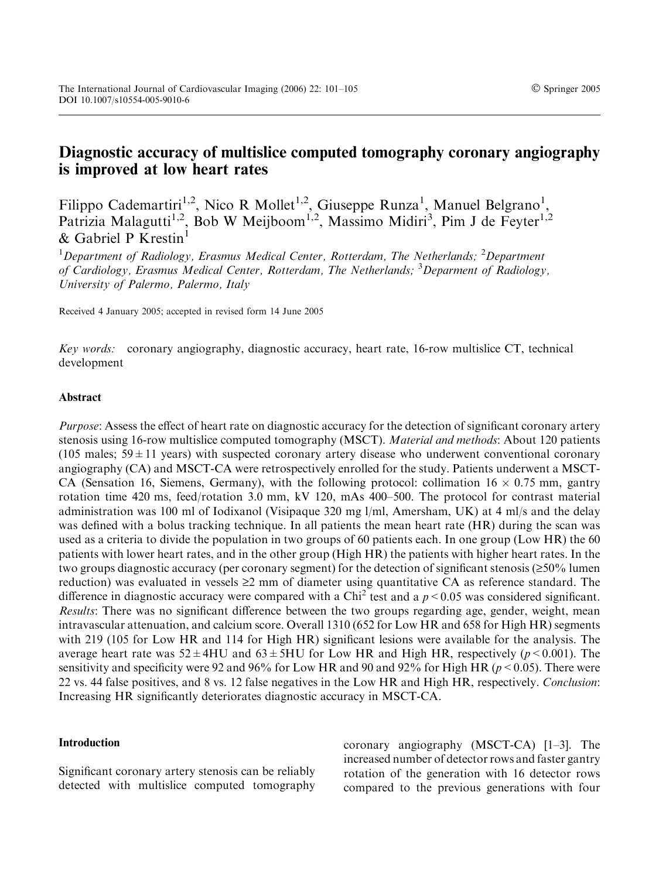The International Journal of Cardiovascular Imaging (2006) 22: 101–105
DOI 10.1007/s10554-005-9010-6

© Springer 2005

# Diagnostic accuracy of multislice computed tomography coronary angiography is improved at low heart rates

Filippo Cademartiri[1,2], Nico R Mollet[1,2], Giuseppe Runza[1], Manuel Belgrano[1], Patrizia Malagutti[1,2], Bob W Meijboom[1,2], Massimo Midiri[3], Pim J de Feyter[1,2] & Gabriel P Krestin[1]

[1]*Department of Radiology, Erasmus Medical Center, Rotterdam, The Netherlands;* [2]*Department of Cardiology, Erasmus Medical Center, Rotterdam, The Netherlands;* [3]*Deparment of Radiology, University of Palermo, Palermo, Italy*

Received 4 January 2005; accepted in revised form 14 June 2005

*Key words:* coronary angiography, diagnostic accuracy, heart rate, 16-row multislice CT, technical development

## Abstract

*Purpose*: Assess the effect of heart rate on diagnostic accuracy for the detection of significant coronary artery stenosis using 16-row multislice computed tomography (MSCT). *Material and methods*: About 120 patients (105 males; $59 \pm 11$ years) with suspected coronary artery disease who underwent conventional coronary angiography (CA) and MSCT-CA were retrospectively enrolled for the study. Patients underwent a MSCT-CA (Sensation 16, Siemens, Germany), with the following protocol: collimation $16 \times 0.75$ mm, gantry rotation time 420 ms, feed/rotation 3.0 mm, kV 120, mAs 400–500. The protocol for contrast material administration was 100 ml of Iodixanol (Visipaque 320 mg l/ml, Amersham, UK) at 4 ml/s and the delay was defined with a bolus tracking technique. In all patients the mean heart rate (HR) during the scan was used as a criteria to divide the population in two groups of 60 patients each. In one group (Low HR) the 60 patients with lower heart rates, and in the other group (High HR) the patients with higher heart rates. In the two groups diagnostic accuracy (per coronary segment) for the detection of significant stenosis (≥50% lumen reduction) was evaluated in vessels ≥2 mm of diameter using quantitative CA as reference standard. The difference in diagnostic accuracy were compared with a $\text{Chi}^2$ test and a $p < 0.05$ was considered significant. *Results*: There was no significant difference between the two groups regarding age, gender, weight, mean intravascular attenuation, and calcium score. Overall 1310 (652 for Low HR and 658 for High HR) segments with 219 (105 for Low HR and 114 for High HR) significant lesions were available for the analysis. The average heart rate was $52 \pm 4$HU and $63 \pm 5$HU for Low HR and High HR, respectively ($p < 0.001$). The sensitivity and specificity were 92 and 96% for Low HR and 90 and 92% for High HR ($p < 0.05$). There were 22 vs. 44 false positives, and 8 vs. 12 false negatives in the Low HR and High HR, respectively. *Conclusion*: Increasing HR significantly deteriorates diagnostic accuracy in MSCT-CA.

## Introduction

Significant coronary artery stenosis can be reliably detected with multislice computed tomography coronary angiography (MSCT-CA) [1–3]. The increased number of detector rows and faster gantry rotation of the generation with 16 detector rows compared to the previous generations with four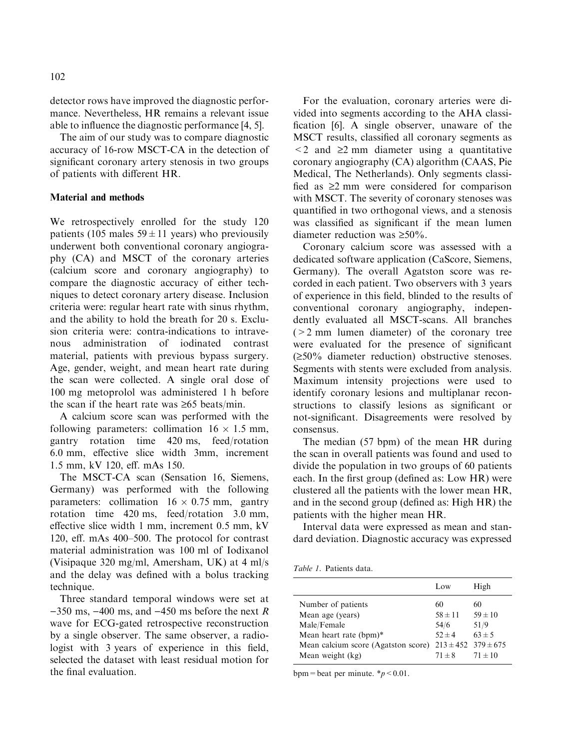detector rows have improved the diagnostic performance. Nevertheless, HR remains a relevant issue able to influence the diagnostic performance [4, 5].

The aim of our study was to compare diagnostic accuracy of 16-row MSCT-CA in the detection of significant coronary artery stenosis in two groups of patients with different HR.

## Material and methods

We retrospectively enrolled for the study 120 patients (105 males $59 \pm 11$ years) who previousily underwent both conventional coronary angiography (CA) and MSCT of the coronary arteries (calcium score and coronary angiography) to compare the diagnostic accuracy of either techniques to detect coronary artery disease. Inclusion criteria were: regular heart rate with sinus rhythm, and the ability to hold the breath for 20 s. Exclusion criteria were: contra-indications to intravenous administration of iodinated contrast material, patients with previous bypass surgery. Age, gender, weight, and mean heart rate during the scan were collected. A single oral dose of 100 mg metoprolol was administered 1 h before the scan if the heart rate was ≥65 beats/min.

A calcium score scan was performed with the following parameters: collimation $16 \times 1.5$ mm, gantry rotation time 420 ms, feed/rotation 6.0 mm, effective slice width 3mm, increment 1.5 mm, kV 120, eff. mAs 150.

The MSCT-CA scan (Sensation 16, Siemens, Germany) was performed with the following parameters: collimation $16 \times 0.75$ mm, gantry rotation time 420 ms, feed/rotation 3.0 mm, effective slice width 1 mm, increment 0.5 mm, kV 120, eff. mAs 400–500. The protocol for contrast material administration was 100 ml of Iodixanol (Visipaque 320 mg/ml, Amersham, UK) at 4 ml/s and the delay was defined with a bolus tracking technique.

Three standard temporal windows were set at −350 ms, −400 ms, and −450 ms before the next *R* wave for ECG-gated retrospective reconstruction by a single observer. The same observer, a radiologist with 3 years of experience in this field, selected the dataset with least residual motion for the final evaluation.

For the evaluation, coronary arteries were divided into segments according to the AHA classification [6]. A single observer, unaware of the MSCT results, classified all coronary segments as <2 and ≥2 mm diameter using a quantitative coronary angiography (CA) algorithm (CAAS, Pie Medical, The Netherlands). Only segments classified as ≥2 mm were considered for comparison with MSCT. The severity of coronary stenoses was quantified in two orthogonal views, and a stenosis was classified as significant if the mean lumen diameter reduction was ≥50%.

Coronary calcium score was assessed with a dedicated software application (CaScore, Siemens, Germany). The overall Agatston score was recorded in each patient. Two observers with 3 years of experience in this field, blinded to the results of conventional coronary angiography, independently evaluated all MSCT-scans. All branches (>2 mm lumen diameter) of the coronary tree were evaluated for the presence of significant (≥50% diameter reduction) obstructive stenoses. Segments with stents were excluded from analysis. Maximum intensity projections were used to identify coronary lesions and multiplanar reconstructions to classify lesions as significant or not-significant. Disagreements were resolved by consensus.

The median (57 bpm) of the mean HR during the scan in overall patients was found and used to divide the population in two groups of 60 patients each. In the first group (defined as: Low HR) were clustered all the patients with the lower mean HR, and in the second group (defined as: High HR) the patients with the higher mean HR.

Interval data were expressed as mean and standard deviation. Diagnostic accuracy was expressed

*Table 1.* Patients data.

| | Low | High |
|---|---|---|
| Number of patients | 60 | 60 |
| Mean age (years) | $58 \pm 11$ | $59 \pm 10$ |
| Male/Female | 54/6 | 51/9 |
| Mean heart rate (bpm)* | $52 \pm 4$ | $63 \pm 5$ |
| Mean calcium score (Agatston score) | $213 \pm 452$ | $379 \pm 675$ |
| Mean weight (kg) | $71 \pm 8$ | $71 \pm 10$ |

bpm = beat per minute. *$p < 0.01$.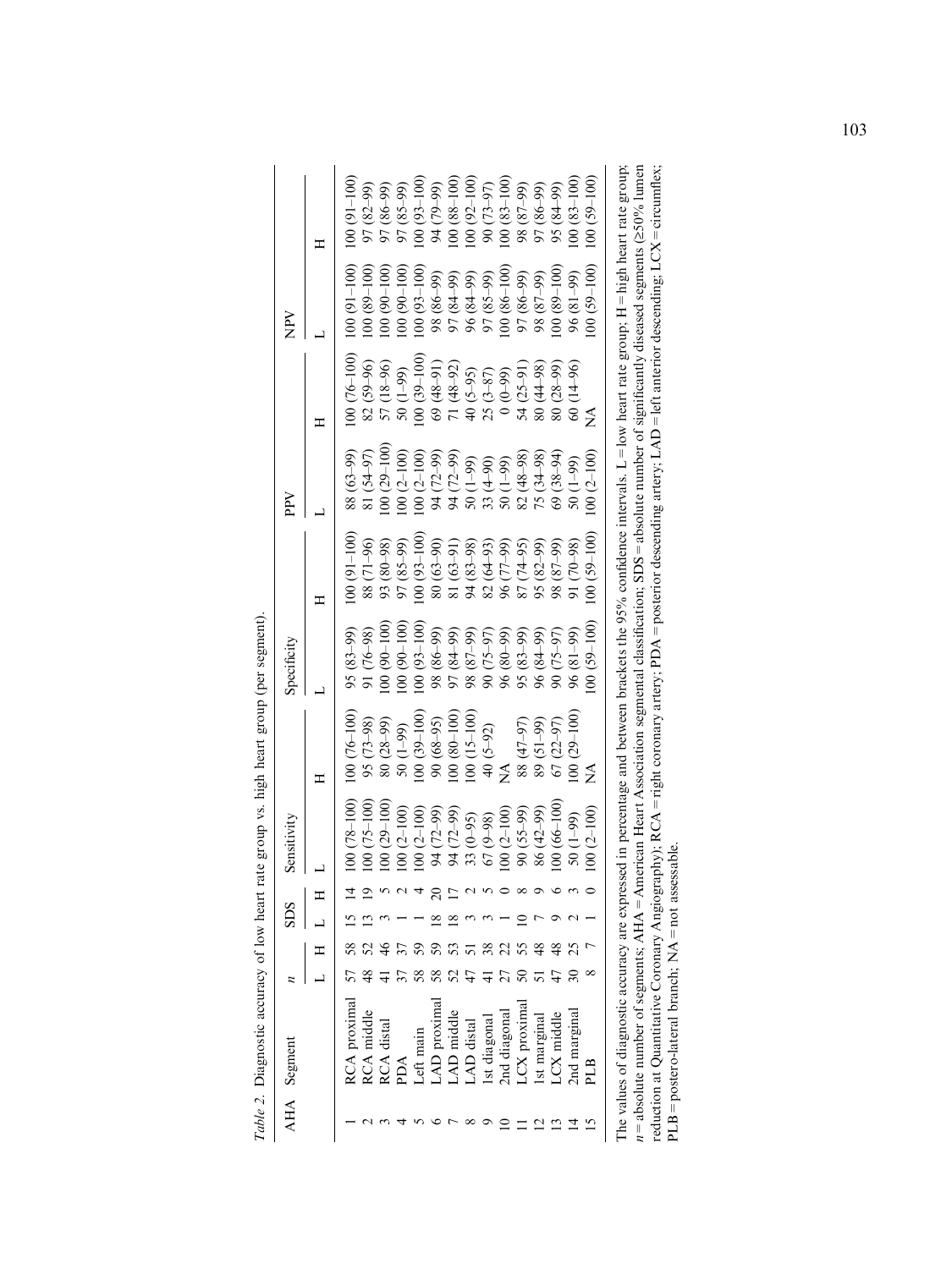*Table 2.* Diagnostic accuracy of low heart rate group vs. high heart rate group (per segment).

| AHA | Segment | *n* | | SDS | | Sensitivity | | Specificity | | PPV | | NPV | |
|---|---|---|---|---|---|---|---|---|---|---|---|---|---|
| | | L | H | L | H | L | H | L | H | L | H | L | H |
| 1 | RCA proximal | 57 | 58 | 15 | 14 | 100 (78–100) | 100 (76–100) | 95 (83–99) | 100 (91–100) | 88 (63–99) | 100 (76–100) | 100 (91–100) | 100 (91–100) |
| 2 | RCA middle | 48 | 52 | 13 | 19 | 100 (75–100) | 95 (73–98) | 91 (76–98) | 88 (71–96) | 81 (54–97) | 82 (59–96) | 100 (89–100) | 97 (82–99) |
| 3 | RCA distal | 41 | 46 | 3 | 5 | 100 (29–100) | 80 (28–99) | 100 (90–100) | 93 (80–98) | 100 (29–100) | 57 (18–96) | 100 (90–100) | 97 (86–99) |
| 4 | PDA | 37 | 37 | 1 | 2 | 100 (2–100) | 50 (1–99) | 100 (90–100) | 97 (85–99) | 100 (2–100) | 50 (1–99) | 100 (90–100) | 97 (85–99) |
| 5 | Left main | 58 | 59 | 1 | 4 | 100 (2–100) | 100 (39–100) | 100 (93–100) | 100 (93–100) | 100 (2–100) | 100 (39–100) | 100 (93–100) | 100 (93–100) |
| 6 | LAD proximal | 58 | 59 | 18 | 20 | 94 (72–99) | 90 (68–95) | 98 (86–99) | 80 (63–90) | 94 (72–99) | 69 (48–91) | 98 (86–99) | 94 (79–99) |
| 7 | LAD middle | 52 | 53 | 18 | 17 | 94 (72–99) | 100 (80–100) | 97 (84–99) | 81 (63–91) | 94 (72–99) | 71 (48–92) | 97 (84–99) | 100 (88–100) |
| 8 | LAD distal | 47 | 51 | 3 | 2 | 33 (0–95) | 100 (15–100) | 98 (87–99) | 94 (83–98) | 50 (1–99) | 40 (5–95) | 96 (84–99) | 100 (92–100) |
| 9 | 1st diagonal | 41 | 38 | 3 | 5 | 67 (9–98) | 40 (5–92) | 90 (75–97) | 82 (64–93) | 33 (4–90) | 25 (3–87) | 97 (85–99) | 90 (73–97) |
| 10 | 2nd diagonal | 27 | 22 | 1 | 0 | 100 (2–100) | NA | 96 (80–99) | 96 (77–99) | 50 (1–99) | 0 (0–99) | 100 (86–100) | 100 (83–100) |
| 11 | LCX proximal | 50 | 55 | 10 | 8 | 90 (55–99) | 88 (47–97) | 95 (83–99) | 87 (74–95) | 82 (48–98) | 54 (25–91) | 97 (86–99) | 98 (87–99) |
| 12 | 1st marginal | 51 | 48 | 7 | 9 | 86 (42–99) | 89 (51–99) | 96 (84–99) | 95 (82–99) | 75 (34–98) | 80 (44–98) | 98 (87–99) | 97 (86–99) |
| 13 | LCX middle | 47 | 48 | 9 | 6 | 100 (66–100) | 67 (22–97) | 90 (75–97) | 98 (87–99) | 69 (38–94) | 80 (28–99) | 100 (89–100) | 95 (84–99) |
| 14 | 2nd marginal | 30 | 25 | 2 | 3 | 50 (1–99) | 100 (29–100) | 96 (81–99) | 91 (70–98) | 50 (1–99) | 60 (14–96) | 96 (81–99) | 100 (83–100) |
| 15 | PLB | 8 | 7 | 1 | 0 | 100 (2–100) | NA | 100 (59–100) | 100 (59–100) | 100 (2–100) | NA | 100 (59–100) | 100 (59–100) |

The values of diagnostic accuracy are expressed in percentage and between brackets the 95% confidence intervals. L = low heart rate group; H = high heart rate group; *n* = absolute number of segments; AHA = American Heart Association segmental classification; SDS = absolute number of significantly diseased segments (≥50% lumen reduction at Quantitative Coronary Angiography); RCA = right coronary artery; PDA = posterior descending artery; LAD = left anterior descending; LCX = circumflex; PLB = postero-lateral branch; NA = not assessable.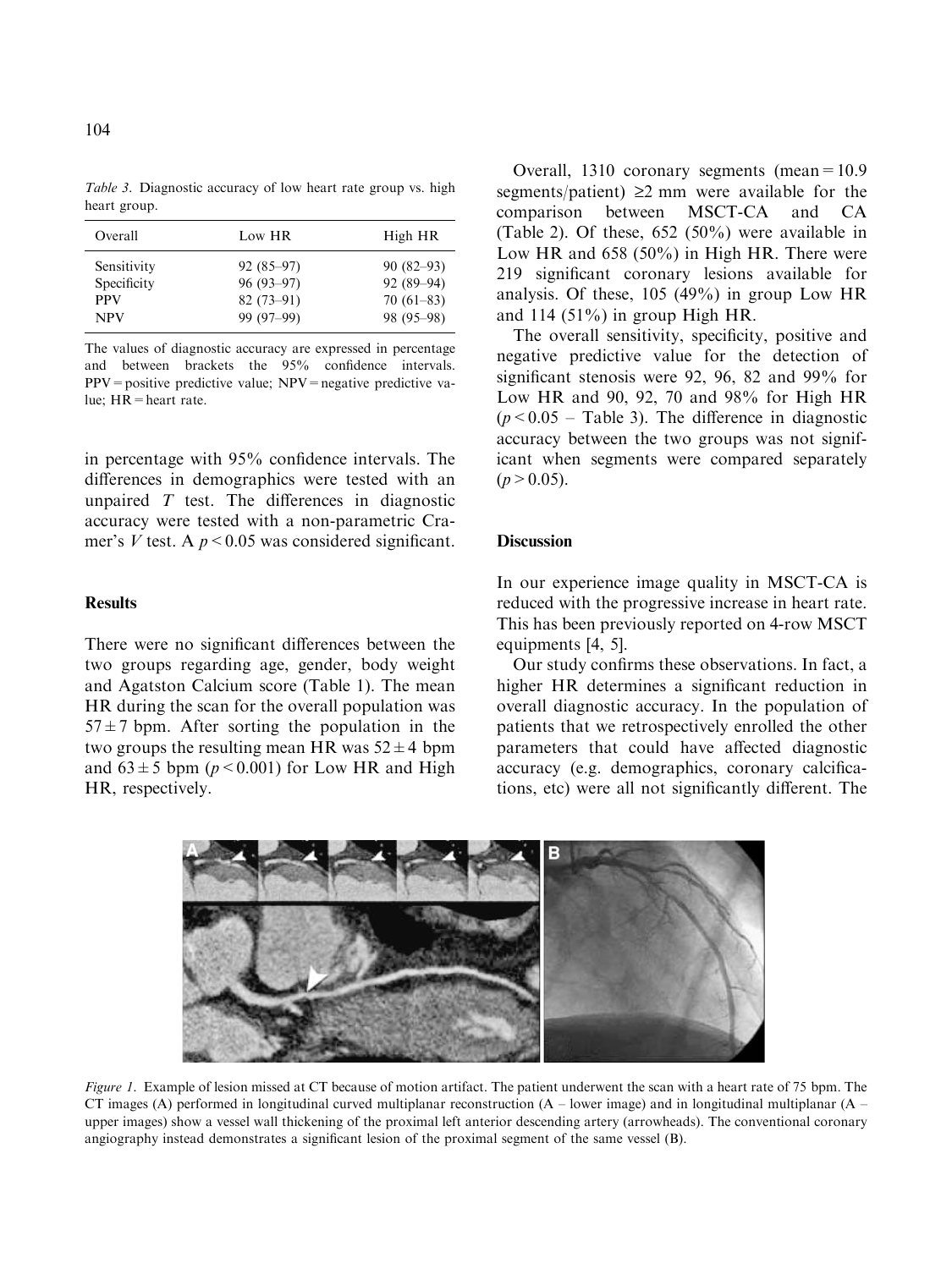*Table 3.* Diagnostic accuracy of low heart rate group vs. high heart group.

| Overall | Low HR | High HR |
| --- | --- | --- |
| Sensitivity | 92 (85–97) | 90 (82–93) |
| Specificity | 96 (93–97) | 92 (89–94) |
| PPV | 82 (73–91) | 70 (61–83) |
| NPV | 99 (97–99) | 98 (95–98) |

The values of diagnostic accuracy are expressed in percentage and between brackets the 95% confidence intervals. PPV = positive predictive value; NPV = negative predictive value; HR = heart rate.

in percentage with 95% confidence intervals. The differences in demographics were tested with an unpaired $T$ test. The differences in diagnostic accuracy were tested with a non-parametric Cramer's $V$ test. A $p < 0.05$ was considered significant.

## Results

There were no significant differences between the two groups regarding age, gender, body weight and Agatston Calcium score (Table 1). The mean HR during the scan for the overall population was $57 \pm 7$ bpm. After sorting the population in the two groups the resulting mean HR was $52 \pm 4$ bpm and $63 \pm 5$ bpm ($p < 0.001$) for Low HR and High HR, respectively.

Overall, 1310 coronary segments (mean = 10.9 segments/patient) ≥2 mm were available for the comparison between MSCT-CA and CA (Table 2). Of these, 652 (50%) were available in Low HR and 658 (50%) in High HR. There were 219 significant coronary lesions available for analysis. Of these, 105 (49%) in group Low HR and 114 (51%) in group High HR.

The overall sensitivity, specificity, positive and negative predictive value for the detection of significant stenosis were 92, 96, 82 and 99% for Low HR and 90, 92, 70 and 98% for High HR ($p < 0.05$ – Table 3). The difference in diagnostic accuracy between the two groups was not significant when segments were compared separately ($p > 0.05$).

## Discussion

In our experience image quality in MSCT-CA is reduced with the progressive increase in heart rate. This has been previously reported on 4-row MSCT equipments [4, 5].

Our study confirms these observations. In fact, a higher HR determines a significant reduction in overall diagnostic accuracy. In the population of patients that we retrospectively enrolled the other parameters that could have affected diagnostic accuracy (e.g. demographics, coronary calcifications, etc) were all not significantly different. The

*Figure 1.* Example of lesion missed at CT because of motion artifact. The patient underwent the scan with a heart rate of 75 bpm. The CT images (A) performed in longitudinal curved multiplanar reconstruction (A – lower image) and in longitudinal multiplanar (A – upper images) show a vessel wall thickening of the proximal left anterior descending artery (arrowheads). The conventional coronary angiography instead demonstrates a significant lesion of the proximal segment of the same vessel (B).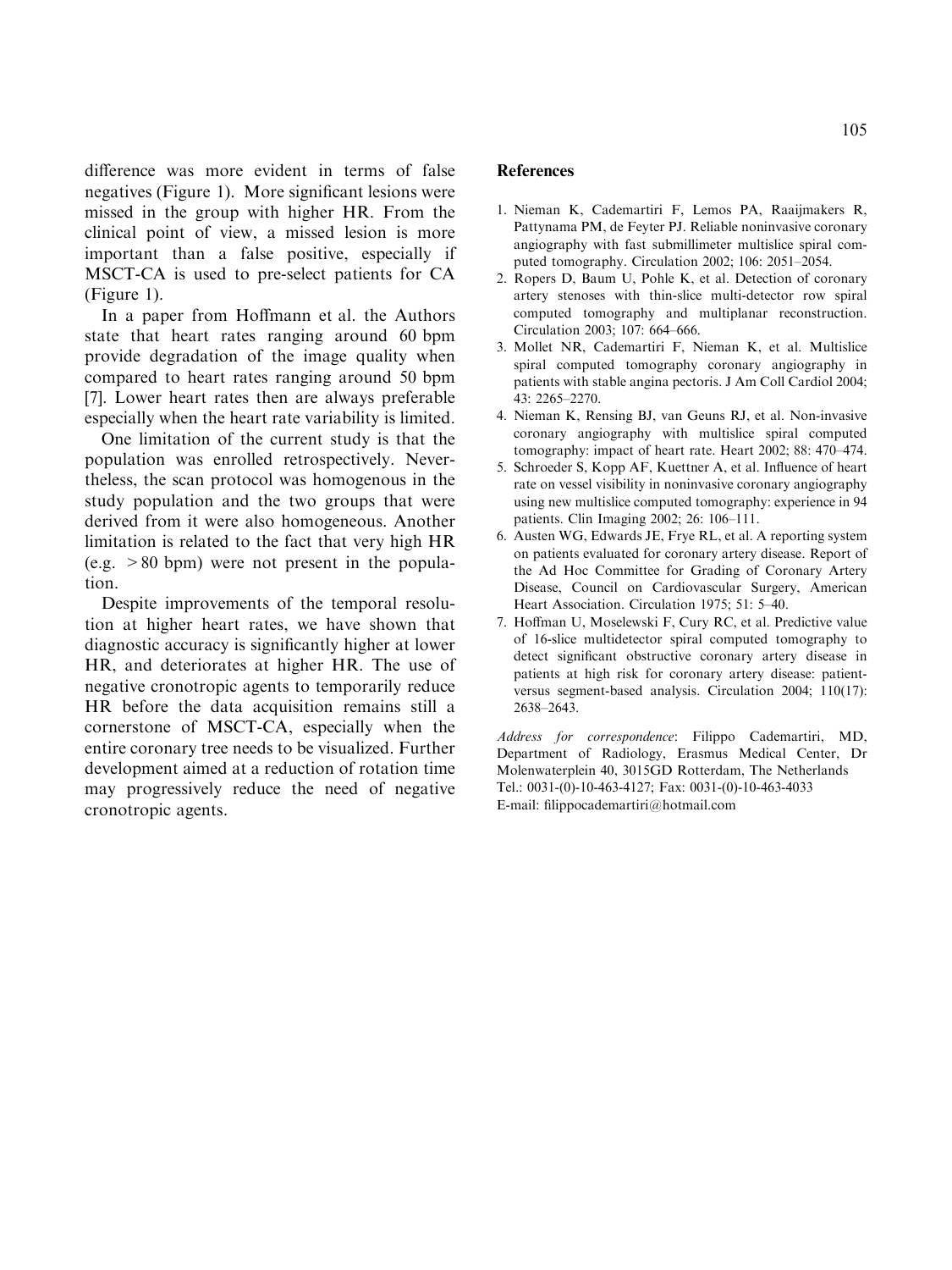difference was more evident in terms of false negatives (Figure 1). More significant lesions were missed in the group with higher HR. From the clinical point of view, a missed lesion is more important than a false positive, especially if MSCT-CA is used to pre-select patients for CA (Figure 1).

In a paper from Hoffmann et al. the Authors state that heart rates ranging around 60 bpm provide degradation of the image quality when compared to heart rates ranging around 50 bpm [7]. Lower heart rates then are always preferable especially when the heart rate variability is limited.

One limitation of the current study is that the population was enrolled retrospectively. Nevertheless, the scan protocol was homogenous in the study population and the two groups that were derived from it were also homogeneous. Another limitation is related to the fact that very high HR (e.g. > 80 bpm) were not present in the population.

Despite improvements of the temporal resolution at higher heart rates, we have shown that diagnostic accuracy is significantly higher at lower HR, and deteriorates at higher HR. The use of negative cronotropic agents to temporarily reduce HR before the data acquisition remains still a cornerstone of MSCT-CA, especially when the entire coronary tree needs to be visualized. Further development aimed at a reduction of rotation time may progressively reduce the need of negative cronotropic agents.

## References

1. Nieman K, Cademartiri F, Lemos PA, Raaijmakers R, Pattynama PM, de Feyter PJ. Reliable noninvasive coronary angiography with fast submillimeter multislice spiral computed tomography. Circulation 2002; 106: 2051–2054.
2. Ropers D, Baum U, Pohle K, et al. Detection of coronary artery stenoses with thin-slice multi-detector row spiral computed tomography and multiplanar reconstruction. Circulation 2003; 107: 664–666.
3. Mollet NR, Cademartiri F, Nieman K, et al. Multislice spiral computed tomography coronary angiography in patients with stable angina pectoris. J Am Coll Cardiol 2004; 43: 2265–2270.
4. Nieman K, Rensing BJ, van Geuns RJ, et al. Non-invasive coronary angiography with multislice spiral computed tomography: impact of heart rate. Heart 2002; 88: 470–474.
5. Schroeder S, Kopp AF, Kuettner A, et al. Influence of heart rate on vessel visibility in noninvasive coronary angiography using new multislice computed tomography: experience in 94 patients. Clin Imaging 2002; 26: 106–111.
6. Austen WG, Edwards JE, Frye RL, et al. A reporting system on patients evaluated for coronary artery disease. Report of the Ad Hoc Committee for Grading of Coronary Artery Disease, Council on Cardiovascular Surgery, American Heart Association. Circulation 1975; 51: 5–40.
7. Hoffman U, Moselewski F, Cury RC, et al. Predictive value of 16-slice multidetector spiral computed tomography to detect significant obstructive coronary artery disease in patients at high risk for coronary artery disease: patient-versus segment-based analysis. Circulation 2004; 110(17): 2638–2643.

*Address for correspondence*: Filippo Cademartiri, MD, Department of Radiology, Erasmus Medical Center, Dr Molenwaterplein 40, 3015GD Rotterdam, The Netherlands
Tel.: 0031-(0)-10-463-4127; Fax: 0031-(0)-10-463-4033
E-mail: filippocademartiri@hotmail.com